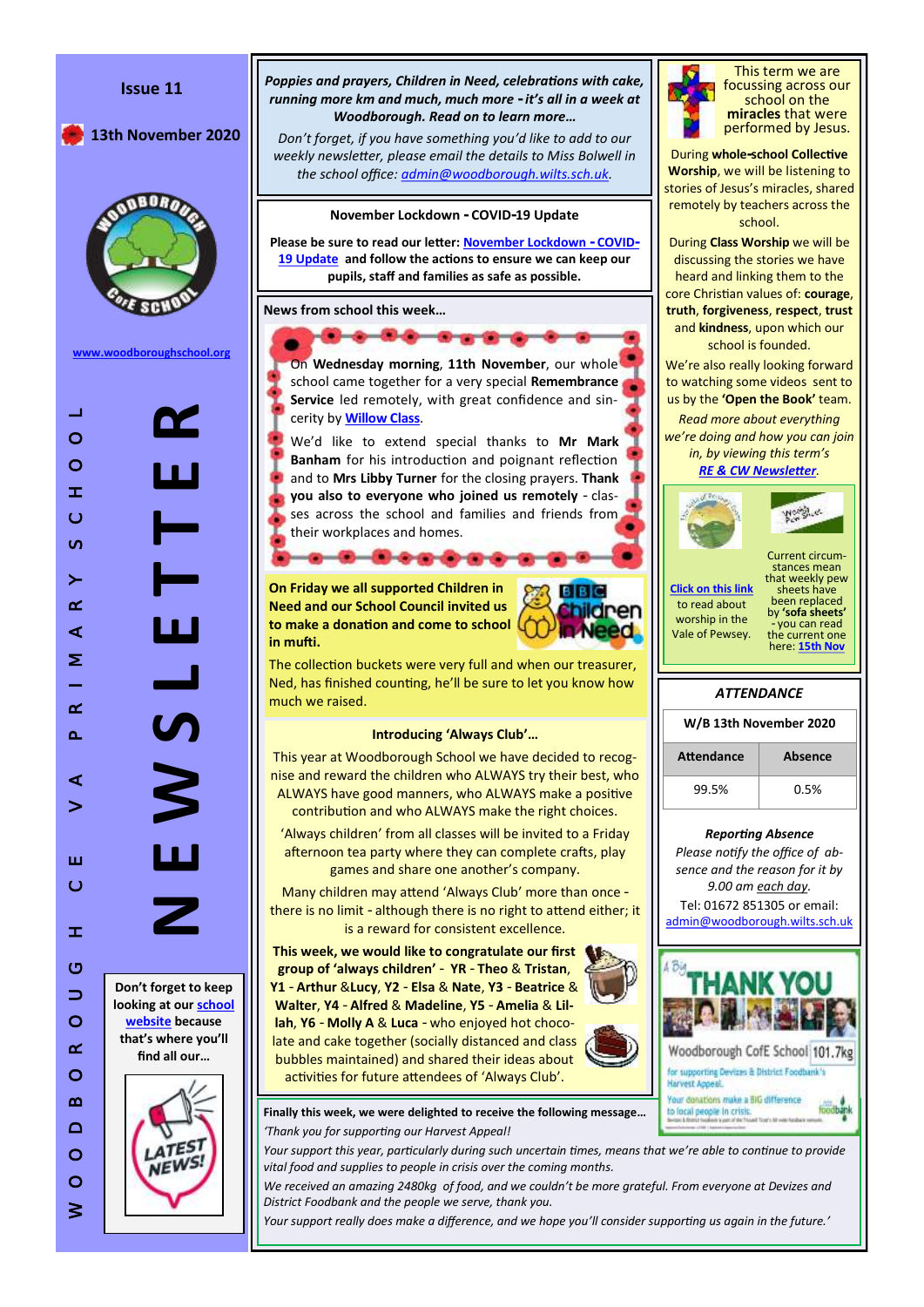# WOODBOROUGH CE VA PRIMARY SCHOOL NEWSLETTER

**Issue 11**

**13th November 2020**

www.woodboroughschool.org

**Don't forget to keep looking at our school website because that's where you'll find all our…**

LATEST NEWS!

***Poppies and prayers, Children in Need, celebrations with cake, running more km and much, much more - it's all in a week at Woodborough. Read on to learn more…***

*Don't forget, if you have something you'd like to add to our weekly newsletter, please email the details to Miss Bolwell in the school office: admin@woodborough.wilts.sch.uk.*

### November Lockdown - COVID-19 Update

**Please be sure to read our letter: November Lockdown - COVID-19 Update and follow the actions to ensure we can keep our pupils, staff and families as safe as possible.**

### News from school this week…

On **Wednesday morning**, **11th November**, our whole school came together for a very special **Remembrance Service** led remotely, with great confidence and sincerity by **Willow Class**.

We'd like to extend special thanks to **Mr Mark Banham** for his introduction and poignant reflection and to **Mrs Libby Turner** for the closing prayers. **Thank you also to everyone who joined us remotely** - classes across the school and families and friends from their workplaces and homes.

**On Friday we all supported Children in Need and our School Council invited us to make a donation and come to school in mufti.**

The collection buckets were very full and when our treasurer, Ned, has finished counting, he'll be sure to let you know how much we raised.

### Introducing 'Always Club'…

This year at Woodborough School we have decided to recognise and reward the children who ALWAYS try their best, who ALWAYS have good manners, who ALWAYS make a positive contribution and who ALWAYS make the right choices.

'Always children' from all classes will be invited to a Friday afternoon tea party where they can complete crafts, play games and share one another's company.

Many children may attend 'Always Club' more than once - there is no limit - although there is no right to attend either; it is a reward for consistent excellence.

**This week, we would like to congratulate our first group of 'always children' - YR - Theo & Tristan, Y1 - Arthur &Lucy, Y2 - Elsa & Nate, Y3 - Beatrice & Walter, Y4 - Alfred & Madeline, Y5 - Amelia & Lilah, Y6 - Molly A & Luca** - who enjoyed hot chocolate and cake together (socially distanced and class bubbles maintained) and shared their ideas about activities for future attendees of 'Always Club'.

This term we are focussing across our school on the **miracles** that were performed by Jesus.

During **whole-school Collective Worship**, we will be listening to stories of Jesus's miracles, shared remotely by teachers across the school.

During **Class Worship** we will be discussing the stories we have heard and linking them to the core Christian values of: **courage**, **truth**, **forgiveness**, **respect**, **trust** and **kindness**, upon which our school is founded.

We're also really looking forward to watching some videos sent to us by the **'Open the Book'** team.

*Read more about everything we're doing and how you can join in, by viewing this term's **RE & CW Newsletter**.*

**Click on this link** to read about worship in the Vale of Pewsey.

Current circumstances mean that weekly pew sheets have been replaced by **'sofa sheets'** - you can read the current one here: **15th Nov**

### *ATTENDANCE*

| W/B 13th November 2020 | |
|---|---|
| **Attendance** | **Absence** |
| 99.5% | 0.5% |

***Reporting Absence***

*Please notify the office of absence and the reason for it by 9.00 am each day.*

Tel: 01672 851305 or email: admin@woodborough.wilts.sch.uk

**Finally this week, we were delighted to receive the following message…**

*'Thank you for supporting our Harvest Appeal!*

*Your support this year, particularly during such uncertain times, means that we're able to continue to provide vital food and supplies to people in crisis over the coming months.*

*We received an amazing 2480kg of food, and we couldn't be more grateful. From everyone at Devizes and District Foodbank and the people we serve, thank you.*

*Your support really does make a difference, and we hope you'll consider supporting us again in the future.'*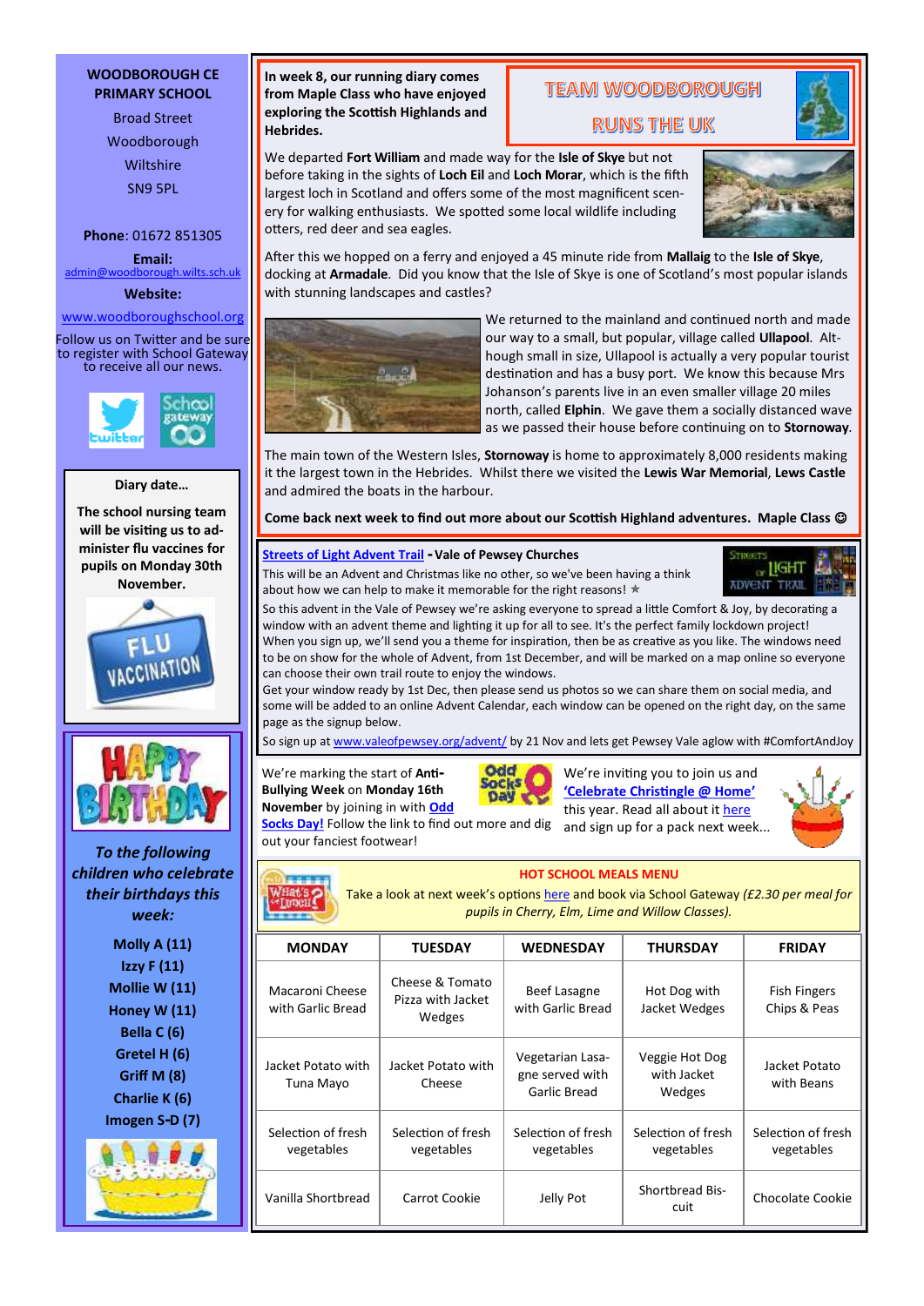**WOODBOROUGH CE PRIMARY SCHOOL**

Broad Street
Woodborough
Wiltshire
SN9 5PL

**Phone**: 01672 851305

**Email:**
admin@woodborough.wilts.sch.uk

**Website:**
www.woodboroughschool.org

Follow us on Twitter and be sure to register with School Gateway to receive all our news.

**Diary date…**

**The school nursing team will be visiting us to administer flu vaccines for pupils on Monday 30th November.**

*To the following children who celebrate their birthdays this week:*

**Molly A (11)**
**Izzy F (11)**
**Mollie W (11)**
**Honey W (11)**
**Bella C (6)**
**Gretel H (6)**
**Griff M (8)**
**Charlie K (6)**
**Imogen S-D (7)**

## TEAM WOODBOROUGH RUNS THE UK

**In week 8, our running diary comes from Maple Class who have enjoyed exploring the Scottish Highlands and Hebrides.**

We departed **Fort William** and made way for the **Isle of Skye** but not before taking in the sights of **Loch Eil** and **Loch Morar**, which is the fifth largest loch in Scotland and offers some of the most magnificent scenery for walking enthusiasts. We spotted some local wildlife including otters, red deer and sea eagles.

After this we hopped on a ferry and enjoyed a 45 minute ride from **Mallaig** to the **Isle of Skye**, docking at **Armadale**. Did you know that the Isle of Skye is one of Scotland's most popular islands with stunning landscapes and castles?

We returned to the mainland and continued north and made our way to a small, but popular, village called **Ullapool**. Although small in size, Ullapool is actually a very popular tourist destination and has a busy port. We know this because Mrs Johanson's parents live in an even smaller village 20 miles north, called **Elphin**. We gave them a socially distanced wave as we passed their house before continuing on to **Stornoway**.

The main town of the Western Isles, **Stornoway** is home to approximately 8,000 residents making it the largest town in the Hebrides. Whilst there we visited the **Lewis War Memorial**, **Lews Castle** and admired the boats in the harbour.

**Come back next week to find out more about our Scottish Highland adventures. Maple Class ☺**

**Streets of Light Advent Trail - Vale of Pewsey Churches**

This will be an Advent and Christmas like no other, so we've been having a think about how we can help to make it memorable for the right reasons! ☆

So this advent in the Vale of Pewsey we're asking everyone to spread a little Comfort & Joy, by decorating a window with an advent theme and lighting it up for all to see. It's the perfect family lockdown project! When you sign up, we'll send you a theme for inspiration, then be as creative as you like. The windows need to be on show for the whole of Advent, from 1st December, and will be marked on a map online so everyone can choose their own trail route to enjoy the windows.

Get your window ready by 1st Dec, then please send us photos so we can share them on social media, and some will be added to an online Advent Calendar, each window can be opened on the right day, on the same page as the signup below.

So sign up at www.valeofpewsey.org/advent/ by 21 Nov and lets get Pewsey Vale aglow with #ComfortAndJoy

We're marking the start of **Anti-Bullying Week** on **Monday 16th November** by joining in with **Odd Socks Day!** Follow the link to find out more and dig out your fanciest footwear!

We're inviting you to join us and **'Celebrate Christingle @ Home'** this year. Read all about it here and sign up for a pack next week...

**HOT SCHOOL MEALS MENU**

Take a look at next week's options here and book via School Gateway *(£2.30 per meal for pupils in Cherry, Elm, Lime and Willow Classes).*

| MONDAY | TUESDAY | WEDNESDAY | THURSDAY | FRIDAY |
|---|---|---|---|---|
| Macaroni Cheese with Garlic Bread | Cheese & Tomato Pizza with Jacket Wedges | Beef Lasagne with Garlic Bread | Hot Dog with Jacket Wedges | Fish Fingers Chips & Peas |
| Jacket Potato with Tuna Mayo | Jacket Potato with Cheese | Vegetarian Lasagne served with Garlic Bread | Veggie Hot Dog with Jacket Wedges | Jacket Potato with Beans |
| Selection of fresh vegetables | Selection of fresh vegetables | Selection of fresh vegetables | Selection of fresh vegetables | Selection of fresh vegetables |
| Vanilla Shortbread | Carrot Cookie | Jelly Pot | Shortbread Biscuit | Chocolate Cookie |